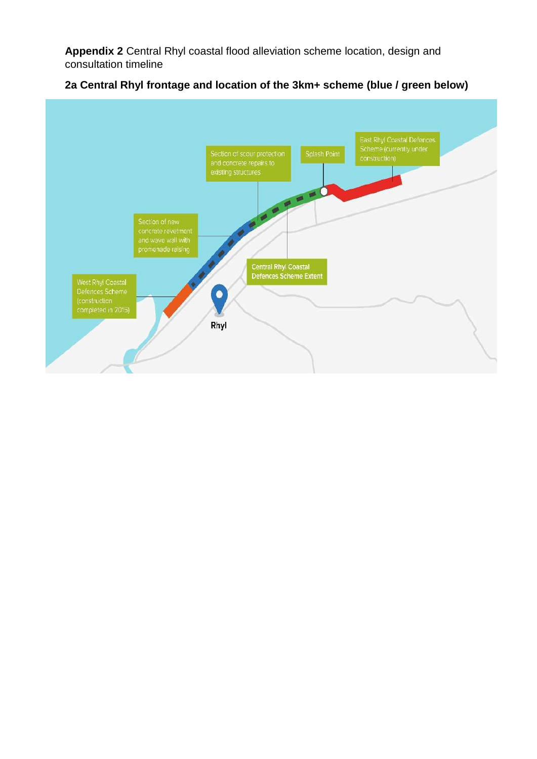**Appendix 2** Central Rhyl coastal flood alleviation scheme location, design and consultation timeline

**2a Central Rhyl frontage and location of the 3km+ scheme (blue / green below)**

Section of scour protection and concrete repairs to existing structures

Splash Point

East Rhyl Coastal Defences Scheme (currently under construction)

Section of new concrete revetment and wave wall with promenade raising

Central Rhyl Coastal Defences Scheme Extent

West Rhyl Coastal Defences Scheme (construction completed in 2015)

Rhyl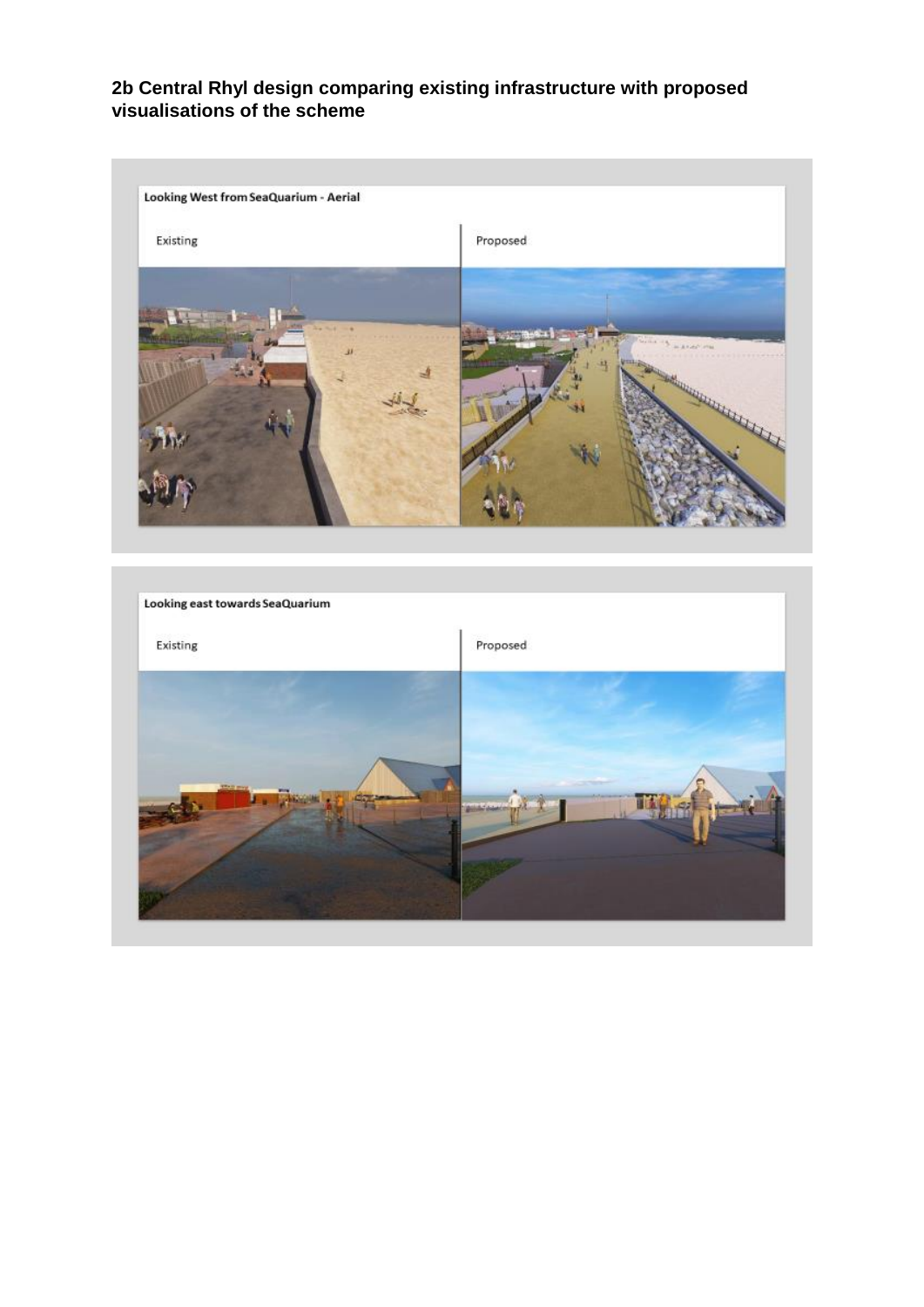**2b Central Rhyl design comparing existing infrastructure with proposed visualisations of the scheme**

Looking West from SeaQuarium - Aerial

Existing

Proposed

Looking east towards SeaQuarium

Existing

Proposed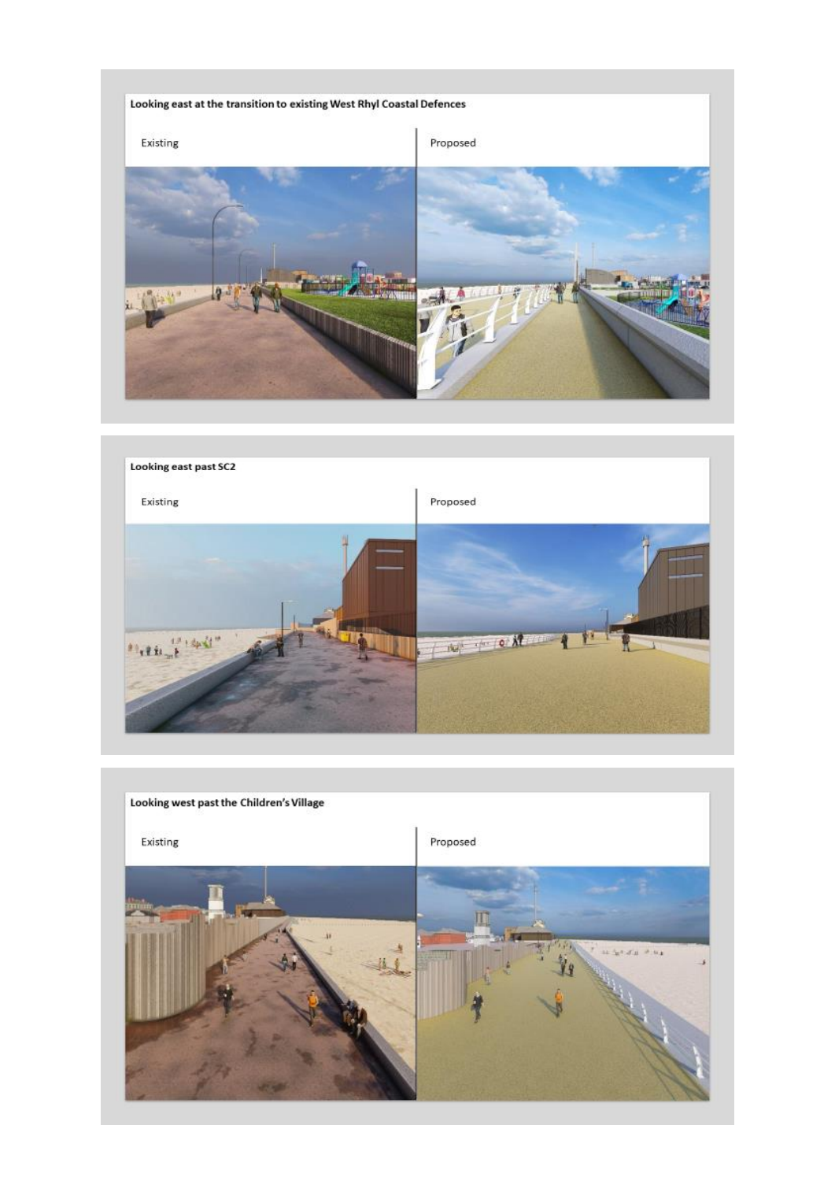**Looking east at the transition to existing West Rhyl Coastal Defences**

Existing

Proposed

**Looking east past SC2**

Existing

Proposed

**Looking west past the Children's Village**

Existing

Proposed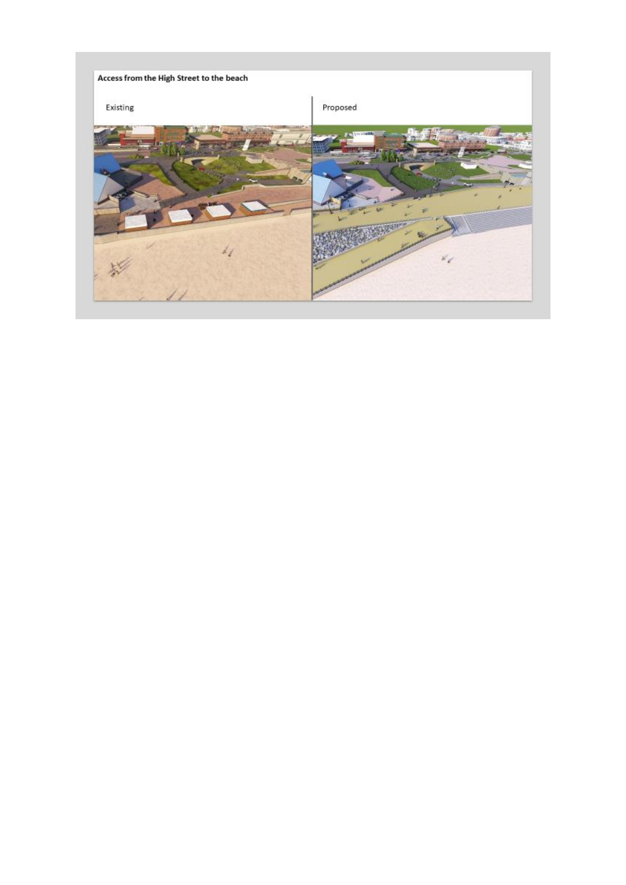**Access from the High Street to the beach**

Existing

Proposed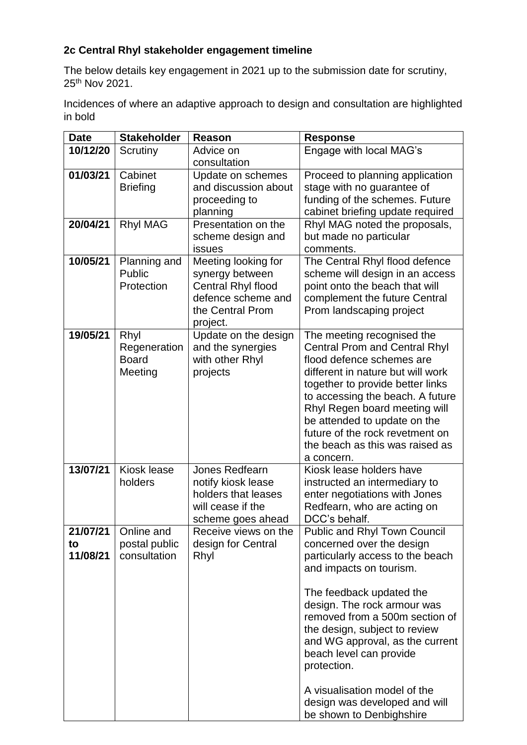**2c Central Rhyl stakeholder engagement timeline**

The below details key engagement in 2021 up to the submission date for scrutiny, 25th Nov 2021.

Incidences of where an adaptive approach to design and consultation are highlighted in bold

| **Date** | **Stakeholder** | **Reason** | **Response** |
|---|---|---|---|
| **10/12/20** | Scrutiny | Advice on consultation | Engage with local MAG's |
| **01/03/21** | Cabinet Briefing | Update on schemes and discussion about proceeding to planning | Proceed to planning application stage with no guarantee of funding of the schemes. Future cabinet briefing update required |
| **20/04/21** | Rhyl MAG | Presentation on the scheme design and issues | Rhyl MAG noted the proposals, but made no particular comments. |
| **10/05/21** | Planning and Public Protection | Meeting looking for synergy between Central Rhyl flood defence scheme and the Central Prom project. | The Central Rhyl flood defence scheme will design in an access point onto the beach that will complement the future Central Prom landscaping project |
| **19/05/21** | Rhyl Regeneration Board Meeting | Update on the design and the synergies with other Rhyl projects | The meeting recognised the Central Prom and Central Rhyl flood defence schemes are different in nature but will work together to provide better links to accessing the beach. A future Rhyl Regen board meeting will be attended to update on the future of the rock revetment on the beach as this was raised as a concern. |
| **13/07/21** | Kiosk lease holders | Jones Redfearn notify kiosk lease holders that leases will cease if the scheme goes ahead | Kiosk lease holders have instructed an intermediary to enter negotiations with Jones Redfearn, who are acting on DCC's behalf. |
| **21/07/21 to 11/08/21** | Online and postal public consultation | Receive views on the design for Central Rhyl | Public and Rhyl Town Council concerned over the design particularly access to the beach and impacts on tourism.<br><br>The feedback updated the design. The rock armour was removed from a 500m section of the design, subject to review and WG approval, as the current beach level can provide protection.<br><br>A visualisation model of the design was developed and will be shown to Denbighshire |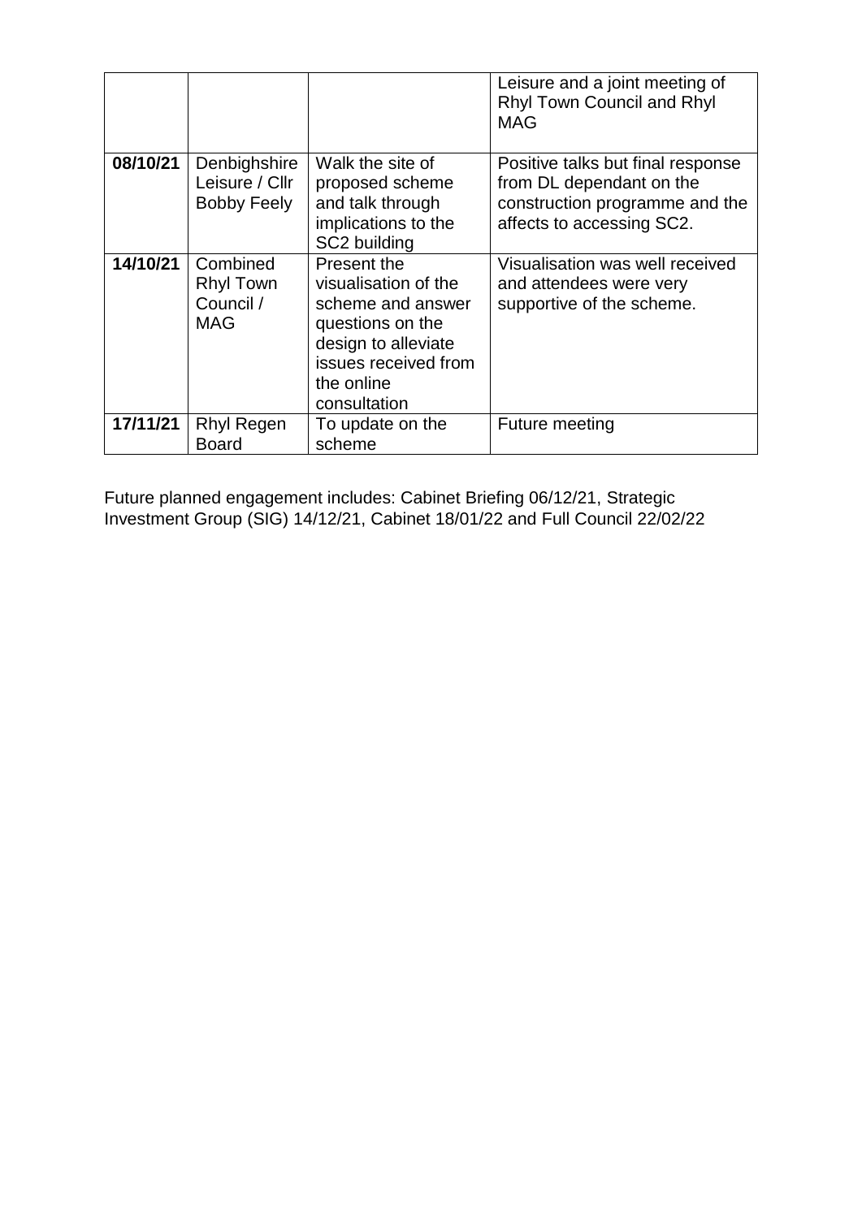| | | | |
|---|---|---|---|
| | | | Leisure and a joint meeting of Rhyl Town Council and Rhyl MAG |
| **08/10/21** | Denbighshire Leisure / Cllr Bobby Feely | Walk the site of proposed scheme and talk through implications to the SC2 building | Positive talks but final response from DL dependant on the construction programme and the affects to accessing SC2. |
| **14/10/21** | Combined Rhyl Town Council / MAG | Present the visualisation of the scheme and answer questions on the design to alleviate issues received from the online consultation | Visualisation was well received and attendees were very supportive of the scheme. |
| **17/11/21** | Rhyl Regen Board | To update on the scheme | Future meeting |

Future planned engagement includes: Cabinet Briefing 06/12/21, Strategic Investment Group (SIG) 14/12/21, Cabinet 18/01/22 and Full Council 22/02/22